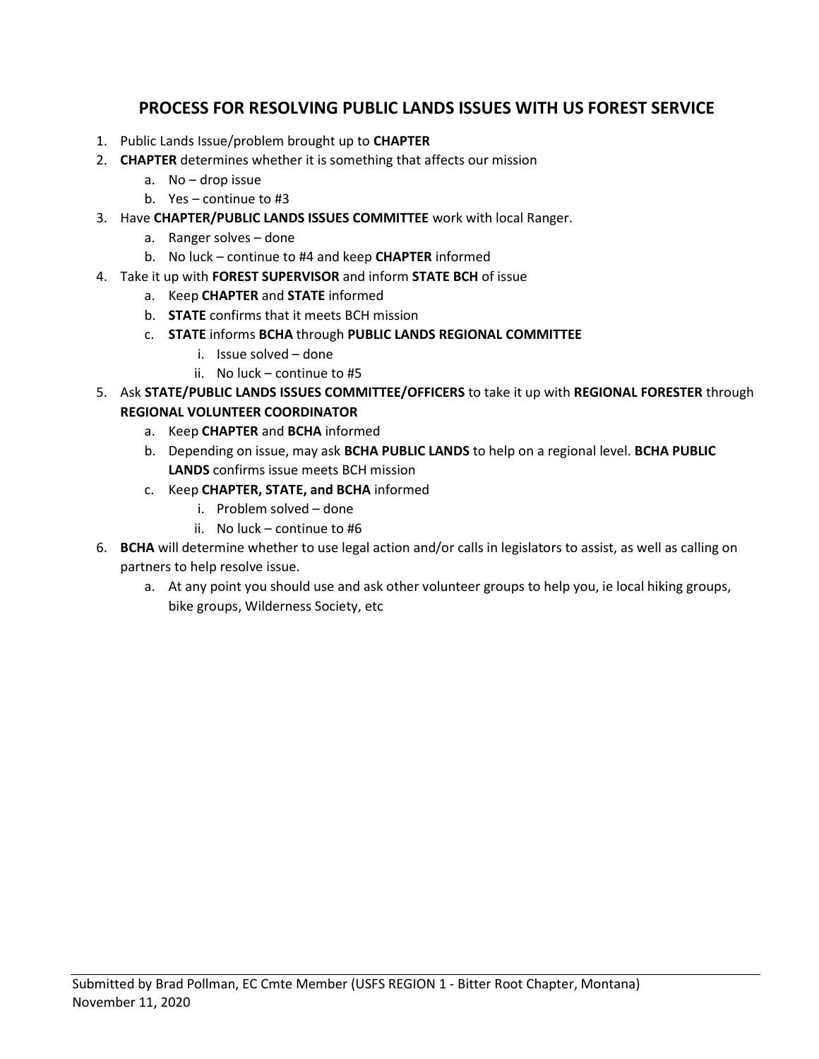# PROCESS FOR RESOLVING PUBLIC LANDS ISSUES WITH US FOREST SERVICE

1. Public Lands Issue/problem brought up to **CHAPTER**
2. **CHAPTER** determines whether it is something that affects our mission
    a. No – drop issue
    b. Yes – continue to #3
3. Have **CHAPTER/PUBLIC LANDS ISSUES COMMITTEE** work with local Ranger.
    a. Ranger solves – done
    b. No luck – continue to #4 and keep **CHAPTER** informed
4. Take it up with **FOREST SUPERVISOR** and inform **STATE BCH** of issue
    a. Keep **CHAPTER** and **STATE** informed
    b. **STATE** confirms that it meets BCH mission
    c. **STATE** informs **BCHA** through **PUBLIC LANDS REGIONAL COMMITTEE**
        i. Issue solved – done
        ii. No luck – continue to #5
5. Ask **STATE/PUBLIC LANDS ISSUES COMMITTEE/OFFICERS** to take it up with **REGIONAL FORESTER** through **REGIONAL VOLUNTEER COORDINATOR**
    a. Keep **CHAPTER** and **BCHA** informed
    b. Depending on issue, may ask **BCHA PUBLIC LANDS** to help on a regional level. **BCHA PUBLIC LANDS** confirms issue meets BCH mission
    c. Keep **CHAPTER, STATE, and BCHA** informed
        i. Problem solved – done
        ii. No luck – continue to #6
6. **BCHA** will determine whether to use legal action and/or calls in legislators to assist, as well as calling on partners to help resolve issue.
    a. At any point you should use and ask other volunteer groups to help you, ie local hiking groups, bike groups, Wilderness Society, etc

Submitted by Brad Pollman, EC Cmte Member (USFS REGION 1 - Bitter Root Chapter, Montana)
November 11, 2020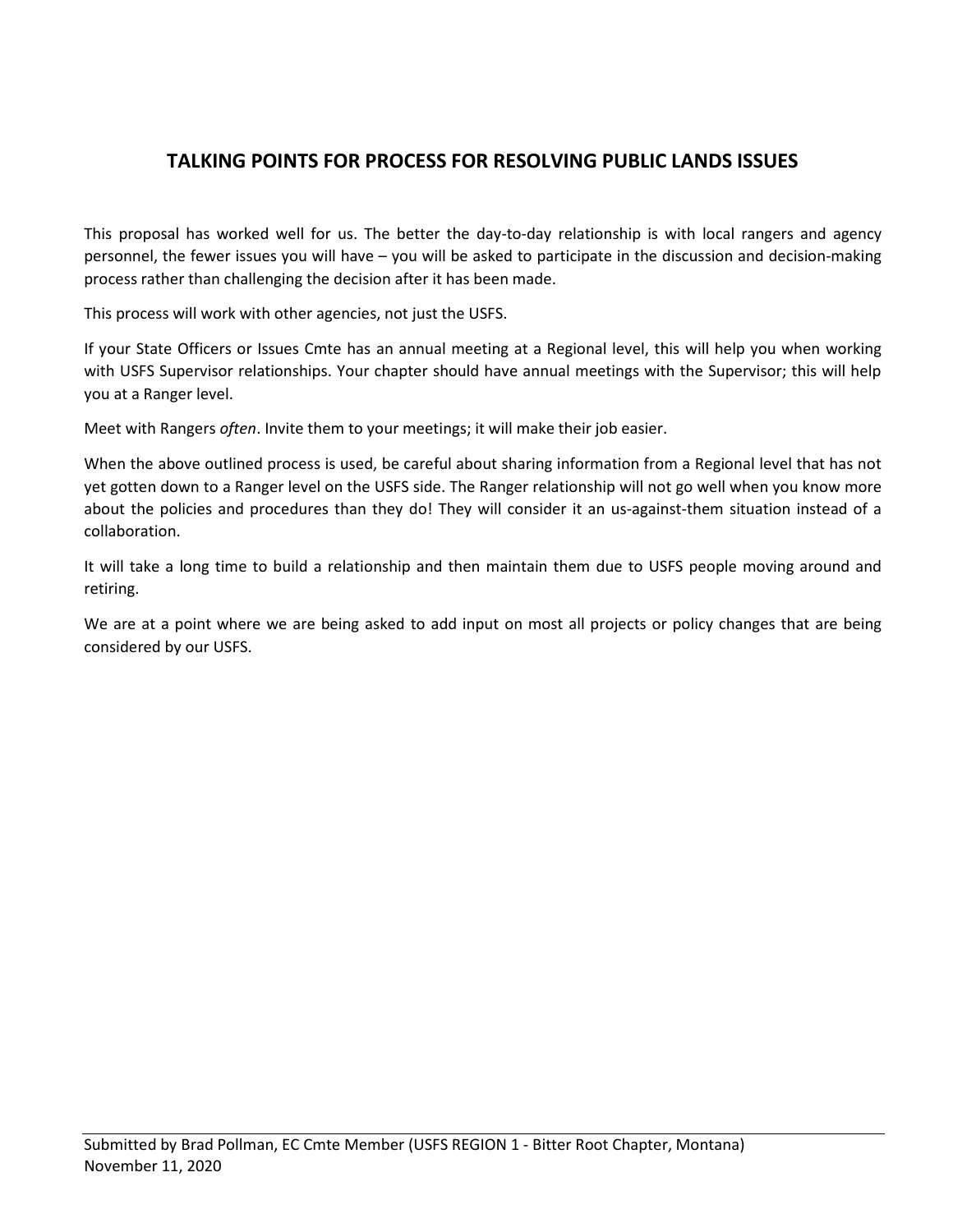## TALKING POINTS FOR PROCESS FOR RESOLVING PUBLIC LANDS ISSUES

This proposal has worked well for us. The better the day-to-day relationship is with local rangers and agency personnel, the fewer issues you will have – you will be asked to participate in the discussion and decision-making process rather than challenging the decision after it has been made.

This process will work with other agencies, not just the USFS.

If your State Officers or Issues Cmte has an annual meeting at a Regional level, this will help you when working with USFS Supervisor relationships. Your chapter should have annual meetings with the Supervisor; this will help you at a Ranger level.

Meet with Rangers *often*. Invite them to your meetings; it will make their job easier.

When the above outlined process is used, be careful about sharing information from a Regional level that has not yet gotten down to a Ranger level on the USFS side. The Ranger relationship will not go well when you know more about the policies and procedures than they do! They will consider it an us-against-them situation instead of a collaboration.

It will take a long time to build a relationship and then maintain them due to USFS people moving around and retiring.

We are at a point where we are being asked to add input on most all projects or policy changes that are being considered by our USFS.

Submitted by Brad Pollman, EC Cmte Member (USFS REGION 1 - Bitter Root Chapter, Montana)
November 11, 2020